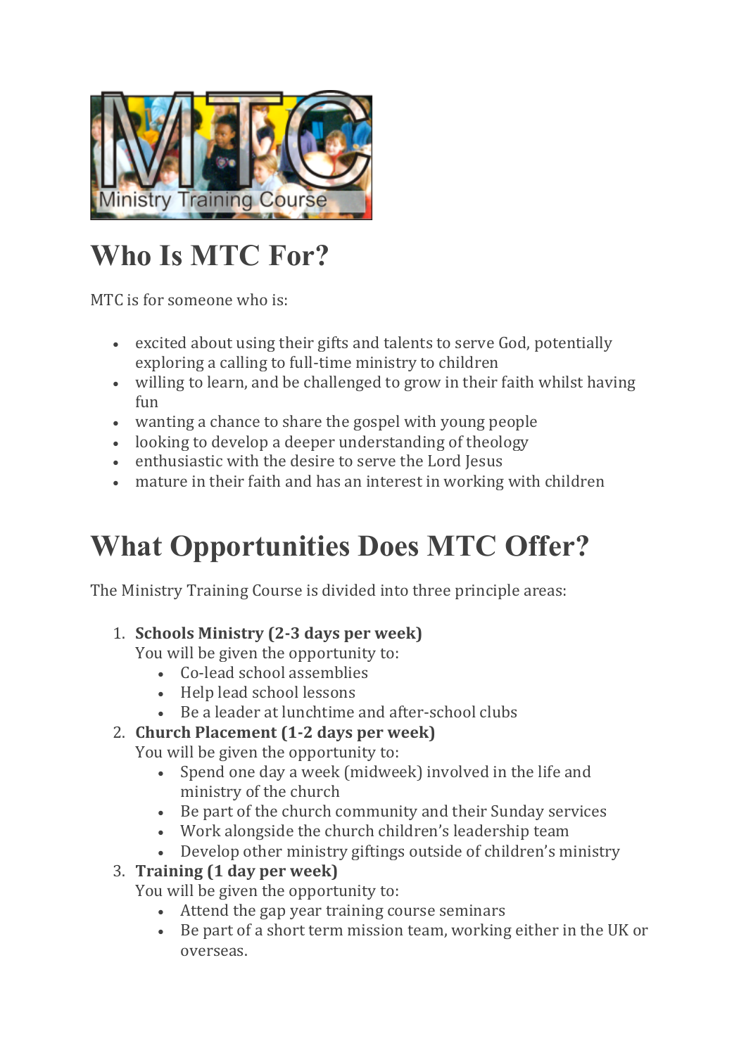# Who Is MTC For?

MTC is for someone who is:

- excited about using their gifts and talents to serve God, potentially exploring a calling to full-time ministry to children
- willing to learn, and be challenged to grow in their faith whilst having fun
- wanting a chance to share the gospel with young people
- looking to develop a deeper understanding of theology
- enthusiastic with the desire to serve the Lord Jesus
- mature in their faith and has an interest in working with children

# What Opportunities Does MTC Offer?

The Ministry Training Course is divided into three principle areas:

1. **Schools Ministry (2-3 days per week)**
   You will be given the opportunity to:
   - Co-lead school assemblies
   - Help lead school lessons
   - Be a leader at lunchtime and after-school clubs
2. **Church Placement (1-2 days per week)**
   You will be given the opportunity to:
   - Spend one day a week (midweek) involved in the life and ministry of the church
   - Be part of the church community and their Sunday services
   - Work alongside the church children's leadership team
   - Develop other ministry giftings outside of children's ministry
3. **Training (1 day per week)**
   You will be given the opportunity to:
   - Attend the gap year training course seminars
   - Be part of a short term mission team, working either in the UK or overseas.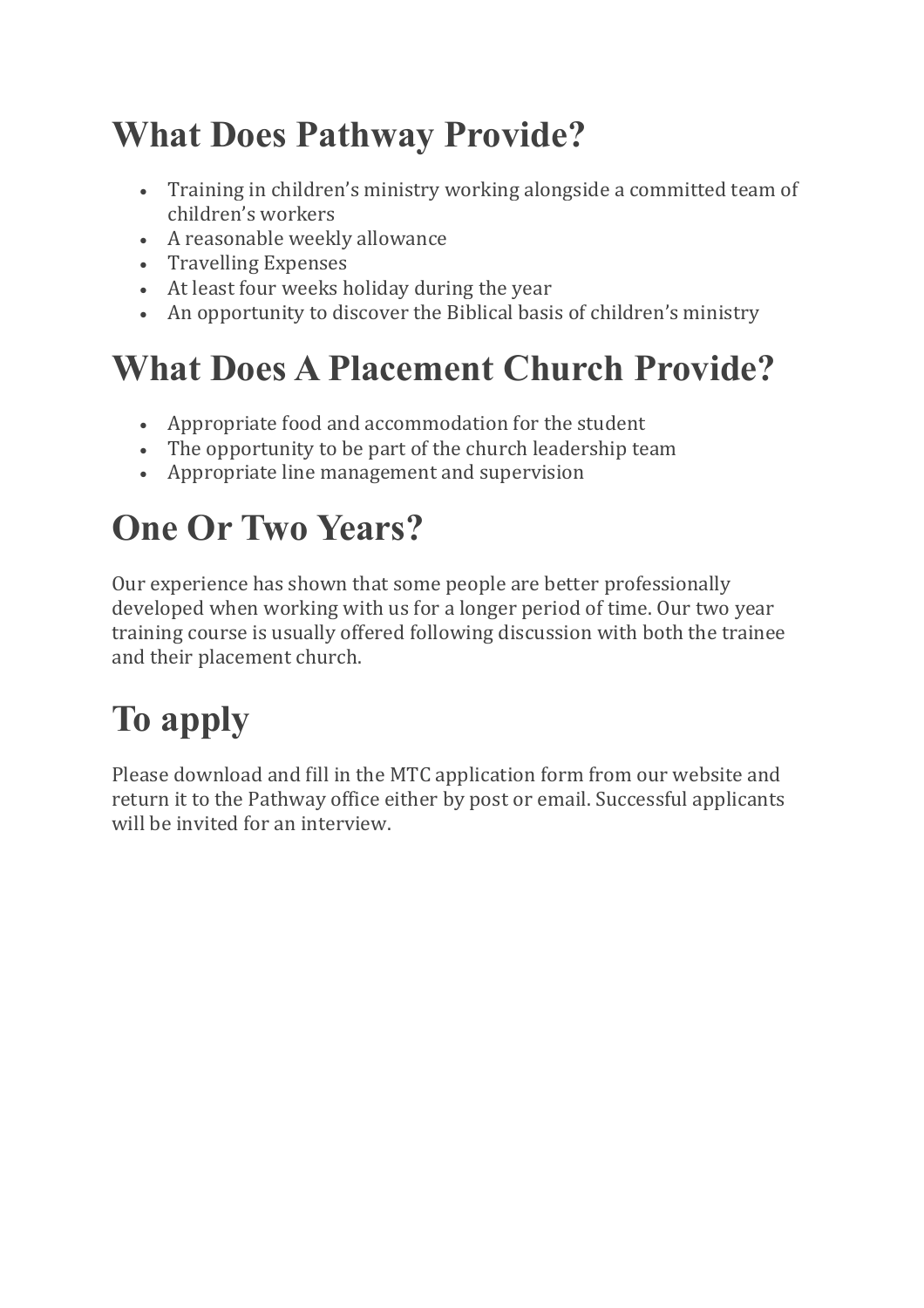## What Does Pathway Provide?

- Training in children's ministry working alongside a committed team of children's workers
- A reasonable weekly allowance
- Travelling Expenses
- At least four weeks holiday during the year
- An opportunity to discover the Biblical basis of children's ministry

## What Does A Placement Church Provide?

- Appropriate food and accommodation for the student
- The opportunity to be part of the church leadership team
- Appropriate line management and supervision

## One Or Two Years?

Our experience has shown that some people are better professionally developed when working with us for a longer period of time. Our two year training course is usually offered following discussion with both the trainee and their placement church.

## To apply

Please download and fill in the MTC application form from our website and return it to the Pathway office either by post or email. Successful applicants will be invited for an interview.